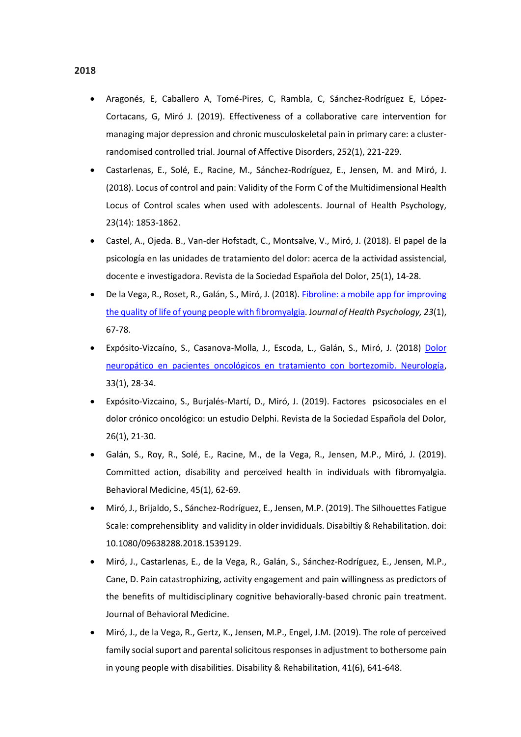**2018**

- Aragonés, E, Caballero A, Tomé-Pires, C, Rambla, C, Sánchez-Rodríguez E, López-Cortacans, G, Miró J. (2019). Effectiveness of a collaborative care intervention for managing major depression and chronic musculoskeletal pain in primary care: a cluster-randomised controlled trial. Journal of Affective Disorders, 252(1), 221-229.
- Castarlenas, E., Solé, E., Racine, M., Sánchez-Rodríguez, E., Jensen, M. and Miró, J. (2018). Locus of control and pain: Validity of the Form C of the Multidimensional Health Locus of Control scales when used with adolescents. Journal of Health Psychology, 23(14): 1853-1862.
- Castel, A., Ojeda. B., Van-der Hofstadt, C., Montsalve, V., Miró, J. (2018). El papel de la psicología en las unidades de tratamiento del dolor: acerca de la actividad assistencial, docente e investigadora. Revista de la Sociedad Española del Dolor, 25(1), 14-28.
- De la Vega, R., Roset, R., Galán, S., Miró, J. (2018). Fibroline: a mobile app for improving the quality of life of young people with fibromyalgia. *Journal of Health Psychology, 23*(1), 67-78.
- Expósito-Vizcaíno, S., Casanova-Molla, J., Escoda, L., Galán, S., Miró, J. (2018) Dolor neuropático en pacientes oncológicos en tratamiento con bortezomib. Neurología, 33(1), 28-34.
- Expósito-Vizcaino, S., Burjalés-Martí, D., Miró, J. (2019). Factores psicosociales en el dolor crónico oncológico: un estudio Delphi. Revista de la Sociedad Española del Dolor, 26(1), 21-30.
- Galán, S., Roy, R., Solé, E., Racine, M., de la Vega, R., Jensen, M.P., Miró, J. (2019). Committed action, disability and perceived health in individuals with fibromyalgia. Behavioral Medicine, 45(1), 62-69.
- Miró, J., Brijaldo, S., Sánchez-Rodríguez, E., Jensen, M.P. (2019). The Silhouettes Fatigue Scale: comprehensiblity and validity in older invididuals. Disabiltiy & Rehabilitation. doi: 10.1080/09638288.2018.1539129.
- Miró, J., Castarlenas, E., de la Vega, R., Galán, S., Sánchez-Rodríguez, E., Jensen, M.P., Cane, D. Pain catastrophizing, activity engagement and pain willingness as predictors of the benefits of multidisciplinary cognitive behaviorally-based chronic pain treatment. Journal of Behavioral Medicine.
- Miró, J., de la Vega, R., Gertz, K., Jensen, M.P., Engel, J.M. (2019). The role of perceived family social suport and parental solicitous responses in adjustment to bothersome pain in young people with disabilities. Disability & Rehabilitation, 41(6), 641-648.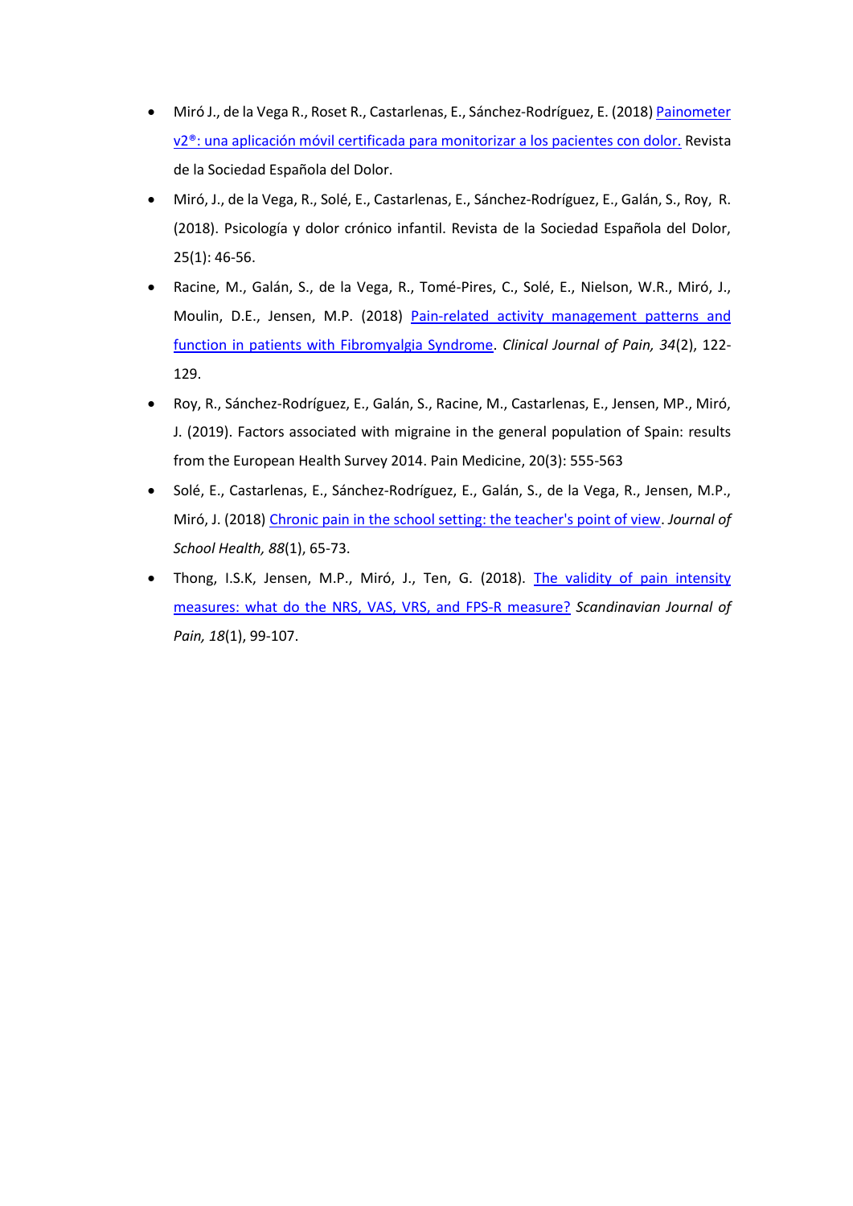- Miró J., de la Vega R., Roset R., Castarlenas, E., Sánchez-Rodríguez, E. (2018) Painometer v2®: una aplicación móvil certificada para monitorizar a los pacientes con dolor. Revista de la Sociedad Española del Dolor.
- Miró, J., de la Vega, R., Solé, E., Castarlenas, E., Sánchez-Rodríguez, E., Galán, S., Roy, R. (2018). Psicología y dolor crónico infantil. Revista de la Sociedad Española del Dolor, 25(1): 46-56.
- Racine, M., Galán, S., de la Vega, R., Tomé-Pires, C., Solé, E., Nielson, W.R., Miró, J., Moulin, D.E., Jensen, M.P. (2018) Pain-related activity management patterns and function in patients with Fibromyalgia Syndrome. *Clinical Journal of Pain, 34*(2), 122-129.
- Roy, R., Sánchez-Rodríguez, E., Galán, S., Racine, M., Castarlenas, E., Jensen, MP., Miró, J. (2019). Factors associated with migraine in the general population of Spain: results from the European Health Survey 2014. Pain Medicine, 20(3): 555-563
- Solé, E., Castarlenas, E., Sánchez-Rodríguez, E., Galán, S., de la Vega, R., Jensen, M.P., Miró, J. (2018) Chronic pain in the school setting: the teacher's point of view. *Journal of School Health, 88*(1), 65-73.
- Thong, I.S.K, Jensen, M.P., Miró, J., Ten, G. (2018). The validity of pain intensity measures: what do the NRS, VAS, VRS, and FPS-R measure? *Scandinavian Journal of Pain, 18*(1), 99-107.